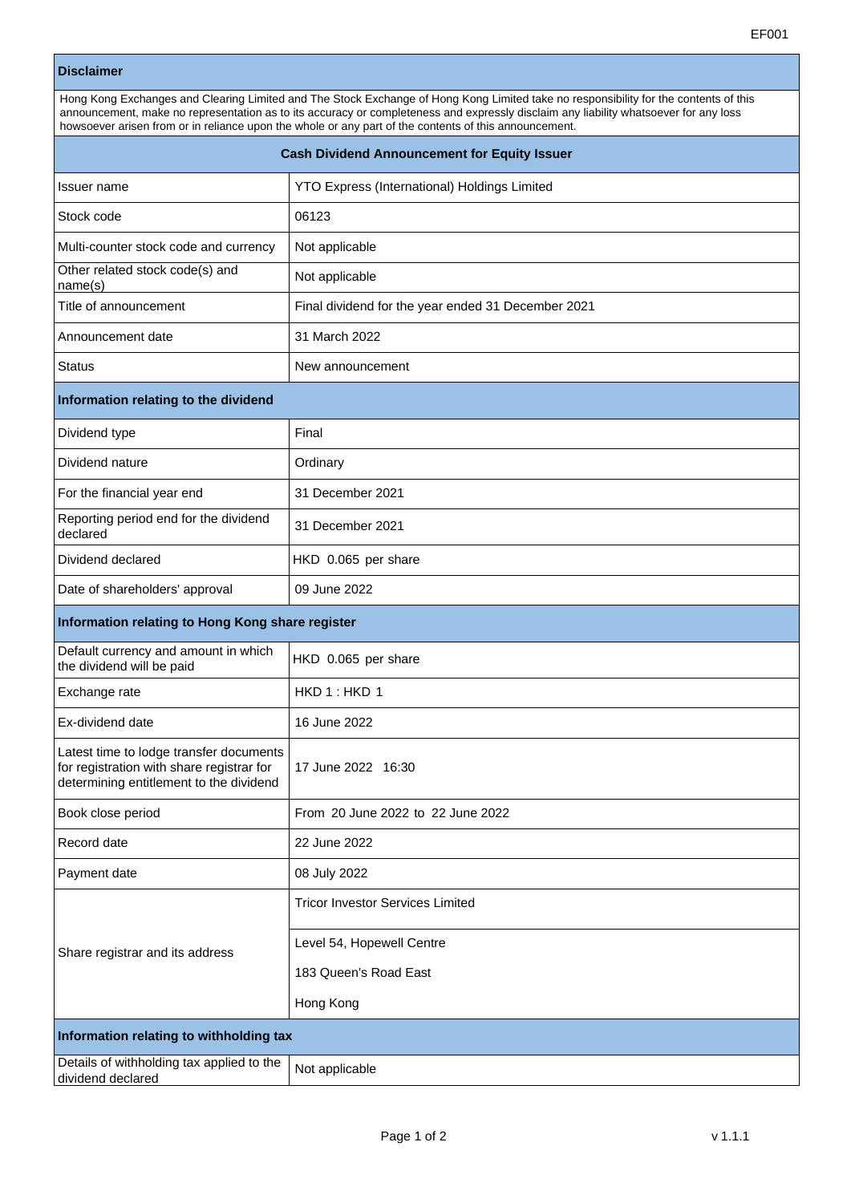EF001

**Disclaimer**

Hong Kong Exchanges and Clearing Limited and The Stock Exchange of Hong Kong Limited take no responsibility for the contents of this announcement, make no representation as to its accuracy or completeness and expressly disclaim any liability whatsoever for any loss howsoever arisen from or in reliance upon the whole or any part of the contents of this announcement.

## Cash Dividend Announcement for Equity Issuer

| | |
|---|---|
| Issuer name | YTO Express (International) Holdings Limited |
| Stock code | 06123 |
| Multi-counter stock code and currency | Not applicable |
| Other related stock code(s) and name(s) | Not applicable |
| Title of announcement | Final dividend for the year ended 31 December 2021 |
| Announcement date | 31 March 2022 |
| Status | New announcement |

### Information relating to the dividend

| | |
|---|---|
| Dividend type | Final |
| Dividend nature | Ordinary |
| For the financial year end | 31 December 2021 |
| Reporting period end for the dividend declared | 31 December 2021 |
| Dividend declared | HKD 0.065 per share |
| Date of shareholders' approval | 09 June 2022 |

### Information relating to Hong Kong share register

| | |
|---|---|
| Default currency and amount in which the dividend will be paid | HKD 0.065 per share |
| Exchange rate | HKD 1 : HKD 1 |
| Ex-dividend date | 16 June 2022 |
| Latest time to lodge transfer documents for registration with share registrar for determining entitlement to the dividend | 17 June 2022 16:30 |
| Book close period | From 20 June 2022 to 22 June 2022 |
| Record date | 22 June 2022 |
| Payment date | 08 July 2022 |
| Share registrar and its address | Tricor Investor Services Limited<br>Level 54, Hopewell Centre<br>183 Queen's Road East<br>Hong Kong |

### Information relating to withholding tax

| | |
|---|---|
| Details of withholding tax applied to the dividend declared | Not applicable |

v 1.1.1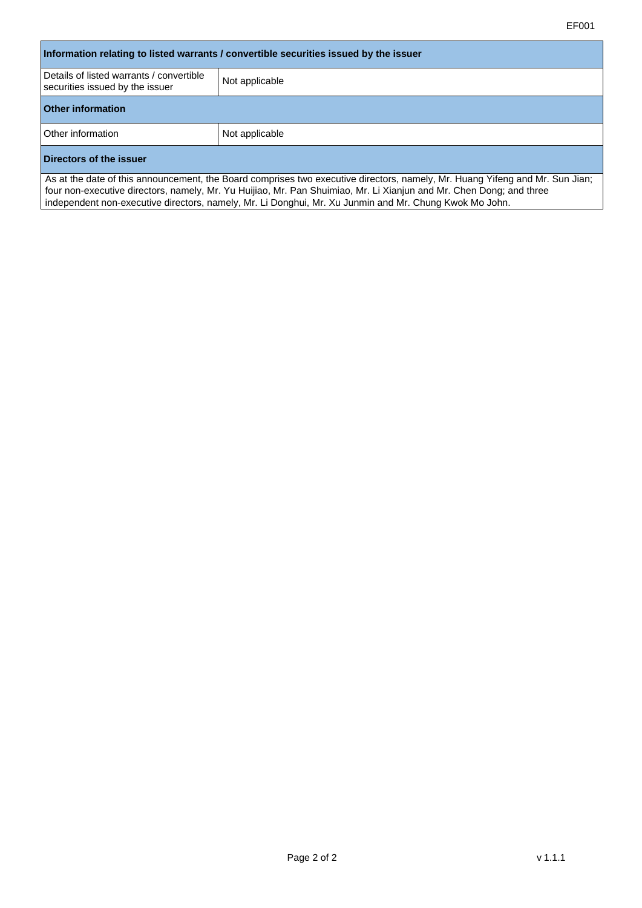### Information relating to listed warrants / convertible securities issued by the issuer

| | |
|---|---|
| Details of listed warrants / convertible securities issued by the issuer | Not applicable |

### Other information

| | |
|---|---|
| Other information | Not applicable |

### Directors of the issuer

As at the date of this announcement, the Board comprises two executive directors, namely, Mr. Huang Yifeng and Mr. Sun Jian; four non-executive directors, namely, Mr. Yu Huijiao, Mr. Pan Shuimiao, Mr. Li Xianjun and Mr. Chen Dong; and three independent non-executive directors, namely, Mr. Li Donghui, Mr. Xu Junmin and Mr. Chung Kwok Mo John.